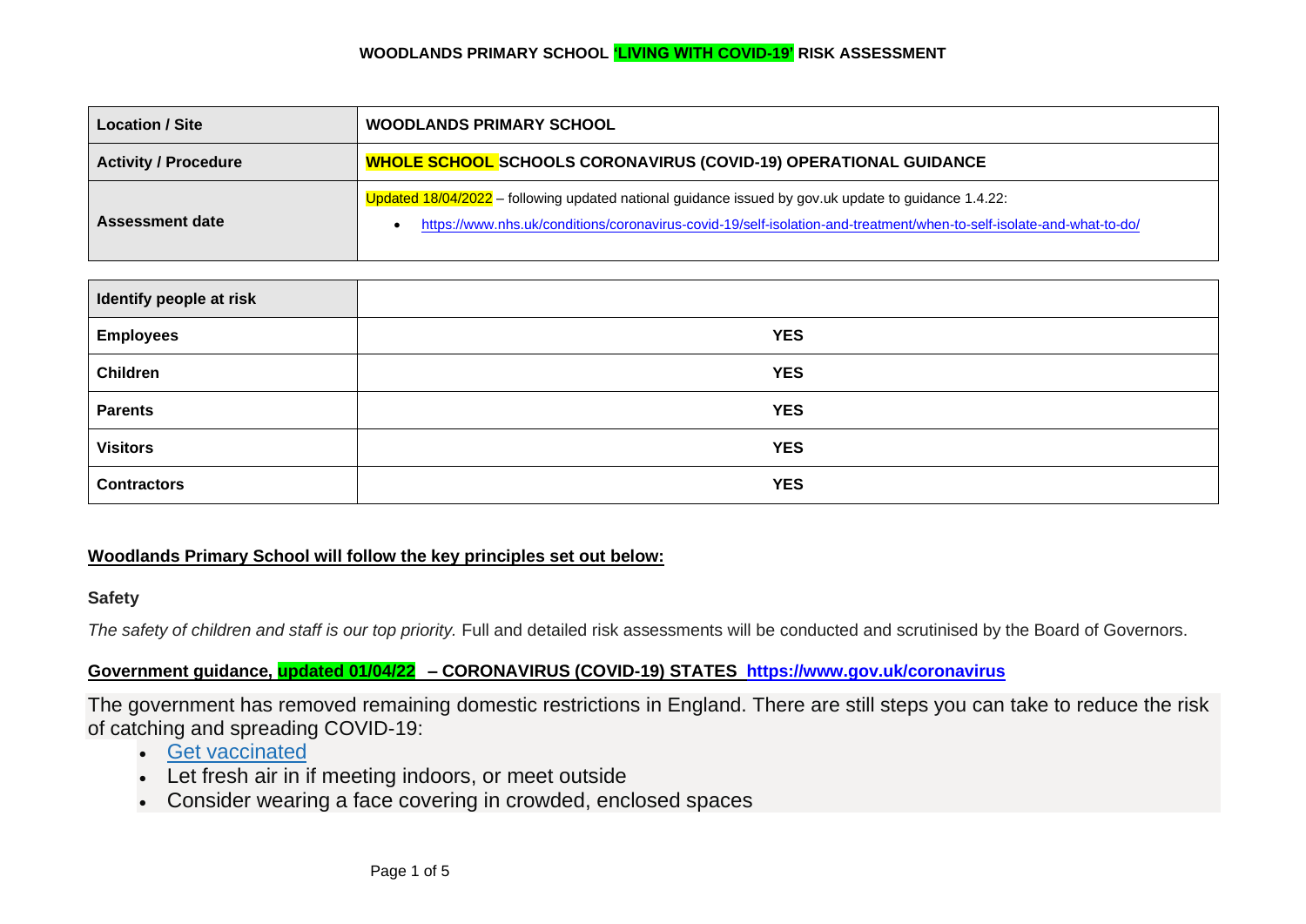# WOODLANDS PRIMARY SCHOOL 'LIVING WITH COVID-19' RISK ASSESSMENT

| **Location / Site** | **WOODLANDS PRIMARY SCHOOL** |
|---|---|
| **Activity / Procedure** | **WHOLE SCHOOL SCHOOLS CORONAVIRUS (COVID-19) OPERATIONAL GUIDANCE** |
| **Assessment date** | Updated 18/04/2022 – following updated national guidance issued by gov.uk update to guidance 1.4.22: • https://www.nhs.uk/conditions/coronavirus-covid-19/self-isolation-and-treatment/when-to-self-isolate-and-what-to-do/ |

| **Identify people at risk** | |
|---|---|
| **Employees** | **YES** |
| **Children** | **YES** |
| **Parents** | **YES** |
| **Visitors** | **YES** |
| **Contractors** | **YES** |

**Woodlands Primary School will follow the key principles set out below:**

**Safety**

*The safety of children and staff is our top priority.* Full and detailed risk assessments will be conducted and scrutinised by the Board of Governors.

**Government guidance, updated 01/04/22 – CORONAVIRUS (COVID-19) STATES https://www.gov.uk/coronavirus**

The government has removed remaining domestic restrictions in England. There are still steps you can take to reduce the risk of catching and spreading COVID-19:

- Get vaccinated
- Let fresh air in if meeting indoors, or meet outside
- Consider wearing a face covering in crowded, enclosed spaces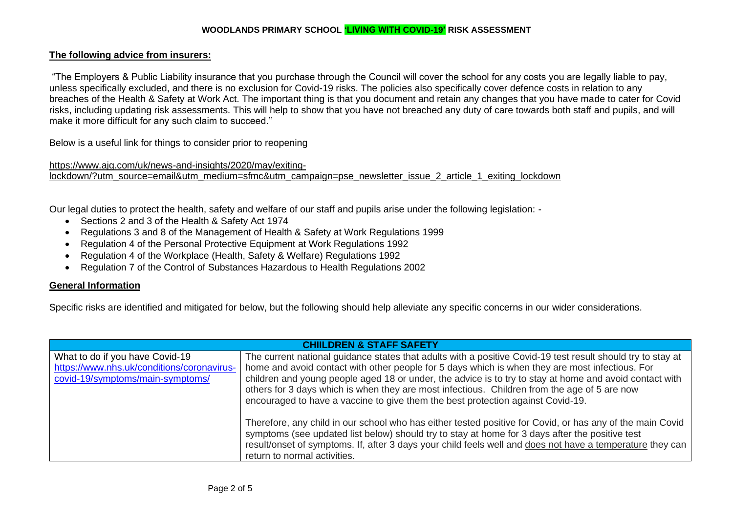**The following advice from insurers:**

"The Employers & Public Liability insurance that you purchase through the Council will cover the school for any costs you are legally liable to pay, unless specifically excluded, and there is no exclusion for Covid-19 risks. The policies also specifically cover defence costs in relation to any breaches of the Health & Safety at Work Act. The important thing is that you document and retain any changes that you have made to cater for Covid risks, including updating risk assessments. This will help to show that you have not breached any duty of care towards both staff and pupils, and will make it more difficult for any such claim to succeed.''

Below is a useful link for things to consider prior to reopening

https://www.ajg.com/uk/news-and-insights/2020/may/exiting-lockdown/?utm_source=email&utm_medium=sfmc&utm_campaign=pse_newsletter_issue_2_article_1_exiting_lockdown

Our legal duties to protect the health, safety and welfare of our staff and pupils arise under the following legislation: -

- Sections 2 and 3 of the Health & Safety Act 1974
- Regulations 3 and 8 of the Management of Health & Safety at Work Regulations 1999
- Regulation 4 of the Personal Protective Equipment at Work Regulations 1992
- Regulation 4 of the Workplace (Health, Safety & Welfare) Regulations 1992
- Regulation 7 of the Control of Substances Hazardous to Health Regulations 2002

**General Information**

Specific risks are identified and mitigated for below, but the following should help alleviate any specific concerns in our wider considerations.

| **CHIILDREN & STAFF SAFETY** | |
|---|---|
| What to do if you have Covid-19 https://www.nhs.uk/conditions/coronavirus-covid-19/symptoms/main-symptoms/ | The current national guidance states that adults with a positive Covid-19 test result should try to stay at home and avoid contact with other people for 5 days which is when they are most infectious. For children and young people aged 18 or under, the advice is to try to stay at home and avoid contact with others for 3 days which is when they are most infectious. Children from the age of 5 are now encouraged to have a vaccine to give them the best protection against Covid-19.<br><br>Therefore, any child in our school who has either tested positive for Covid, or has any of the main Covid symptoms (see updated list below) should try to stay at home for 3 days after the positive test result/onset of symptoms. If, after 3 days your child feels well and does not have a temperature they can return to normal activities. |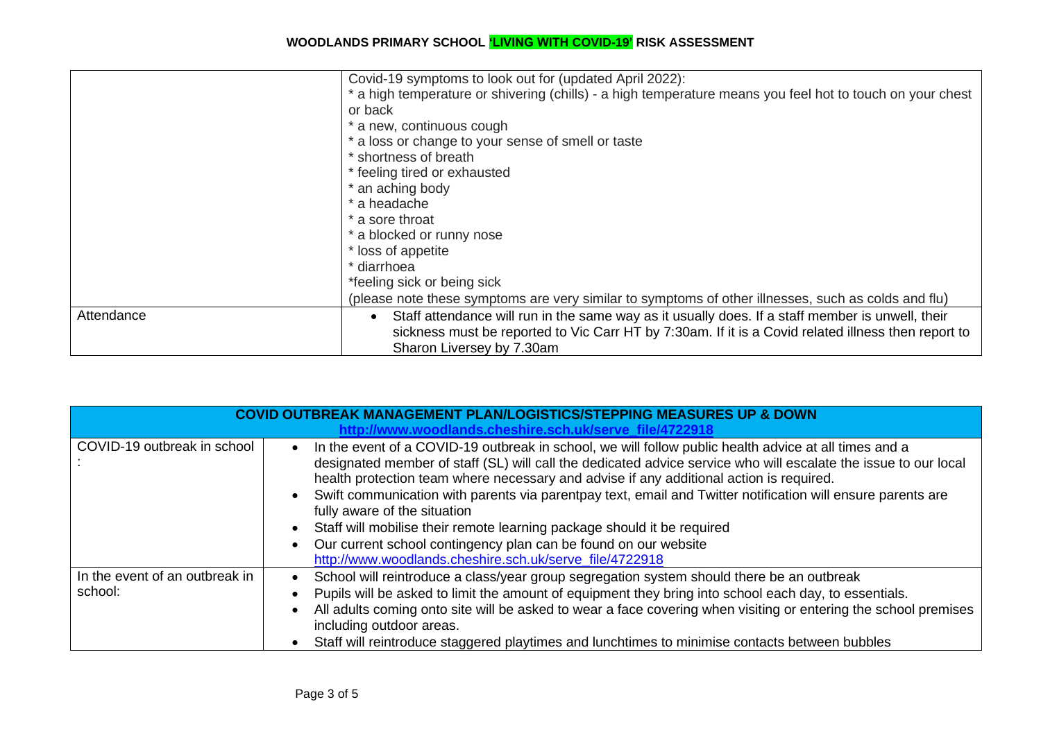| | |
|---|---|
| | Covid-19 symptoms to look out for (updated April 2022):<br>* a high temperature or shivering (chills) - a high temperature means you feel hot to touch on your chest or back<br>* a new, continuous cough<br>* a loss or change to your sense of smell or taste<br>* shortness of breath<br>* feeling tired or exhausted<br>* an aching body<br>* a headache<br>* a sore throat<br>* a blocked or runny nose<br>* loss of appetite<br>* diarrhoea<br>*feeling sick or being sick<br>(please note these symptoms are very similar to symptoms of other illnesses, such as colds and flu) |
| Attendance | • Staff attendance will run in the same way as it usually does. If a staff member is unwell, their sickness must be reported to Vic Carr HT by 7:30am. If it is a Covid related illness then report to Sharon Liversey by 7.30am |

| **COVID OUTBREAK MANAGEMENT PLAN/LOGISTICS/STEPPING MEASURES UP & DOWN**<br>[http://www.woodlands.cheshire.sch.uk/serve_file/4722918](http://www.woodlands.cheshire.sch.uk/serve_file/4722918) | |
|---|---|
| COVID-19 outbreak in school : | • In the event of a COVID-19 outbreak in school, we will follow public health advice at all times and a designated member of staff (SL) will call the dedicated advice service who will escalate the issue to our local health protection team where necessary and advise if any additional action is required.<br>• Swift communication with parents via parentpay text, email and Twitter notification will ensure parents are fully aware of the situation<br>• Staff will mobilise their remote learning package should it be required<br>• Our current school contingency plan can be found on our website [http://www.woodlands.cheshire.sch.uk/serve_file/4722918](http://www.woodlands.cheshire.sch.uk/serve_file/4722918) |
| In the event of an outbreak in school: | • School will reintroduce a class/year group segregation system should there be an outbreak<br>• Pupils will be asked to limit the amount of equipment they bring into school each day, to essentials.<br>• All adults coming onto site will be asked to wear a face covering when visiting or entering the school premises including outdoor areas.<br>• Staff will reintroduce staggered playtimes and lunchtimes to minimise contacts between bubbles |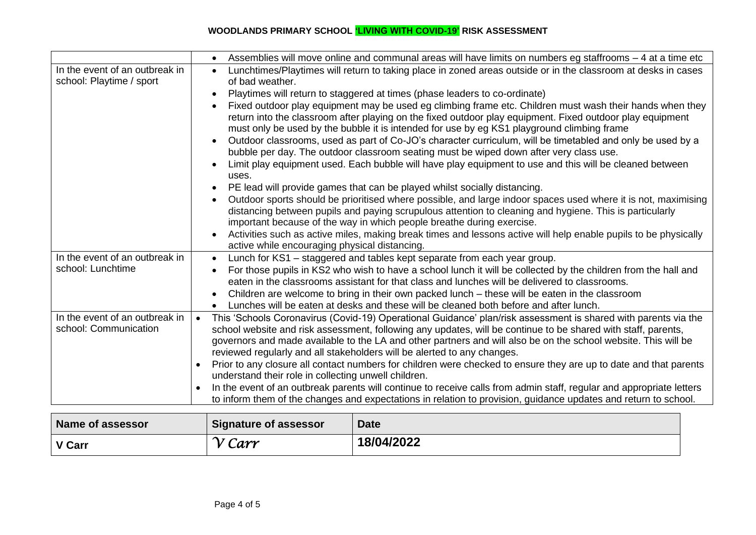| | |
|---|---|
| | • Assemblies will move online and communal areas will have limits on numbers eg staffrooms – 4 at a time etc |
| In the event of an outbreak in school: Playtime / sport | • Lunchtimes/Playtimes will return to taking place in zoned areas outside or in the classroom at desks in cases of bad weather.<br>• Playtimes will return to staggered at times (phase leaders to co-ordinate)<br>• Fixed outdoor play equipment may be used eg climbing frame etc. Children must wash their hands when they return into the classroom after playing on the fixed outdoor play equipment. Fixed outdoor play equipment must only be used by the bubble it is intended for use by eg KS1 playground climbing frame<br>• Outdoor classrooms, used as part of Co-JO's character curriculum, will be timetabled and only be used by a bubble per day. The outdoor classroom seating must be wiped down after very class use.<br>• Limit play equipment used. Each bubble will have play equipment to use and this will be cleaned between uses.<br>• PE lead will provide games that can be played whilst socially distancing.<br>• Outdoor sports should be prioritised where possible, and large indoor spaces used where it is not, maximising distancing between pupils and paying scrupulous attention to cleaning and hygiene. This is particularly important because of the way in which people breathe during exercise.<br>• Activities such as active miles, making break times and lessons active will help enable pupils to be physically active while encouraging physical distancing. |
| In the event of an outbreak in school: Lunchtime | • Lunch for KS1 – staggered and tables kept separate from each year group.<br>• For those pupils in KS2 who wish to have a school lunch it will be collected by the children from the hall and eaten in the classrooms assistant for that class and lunches will be delivered to classrooms.<br>• Children are welcome to bring in their own packed lunch – these will be eaten in the classroom<br>• Lunches will be eaten at desks and these will be cleaned both before and after lunch. |
| In the event of an outbreak in school: Communication | • This 'Schools Coronavirus (Covid-19) Operational Guidance' plan/risk assessment is shared with parents via the school website and risk assessment, following any updates, will be continue to be shared with staff, parents, governors and made available to the LA and other partners and will also be on the school website. This will be reviewed regularly and all stakeholders will be alerted to any changes.<br>• Prior to any closure all contact numbers for children were checked to ensure they are up to date and that parents understand their role in collecting unwell children.<br>• In the event of an outbreak parents will continue to receive calls from admin staff, regular and appropriate letters to inform them of the changes and expectations in relation to provision, guidance updates and return to school. |

| Name of assessor | Signature of assessor | Date |
|---|---|---|
| V Carr | *V Carr* | 18/04/2022 |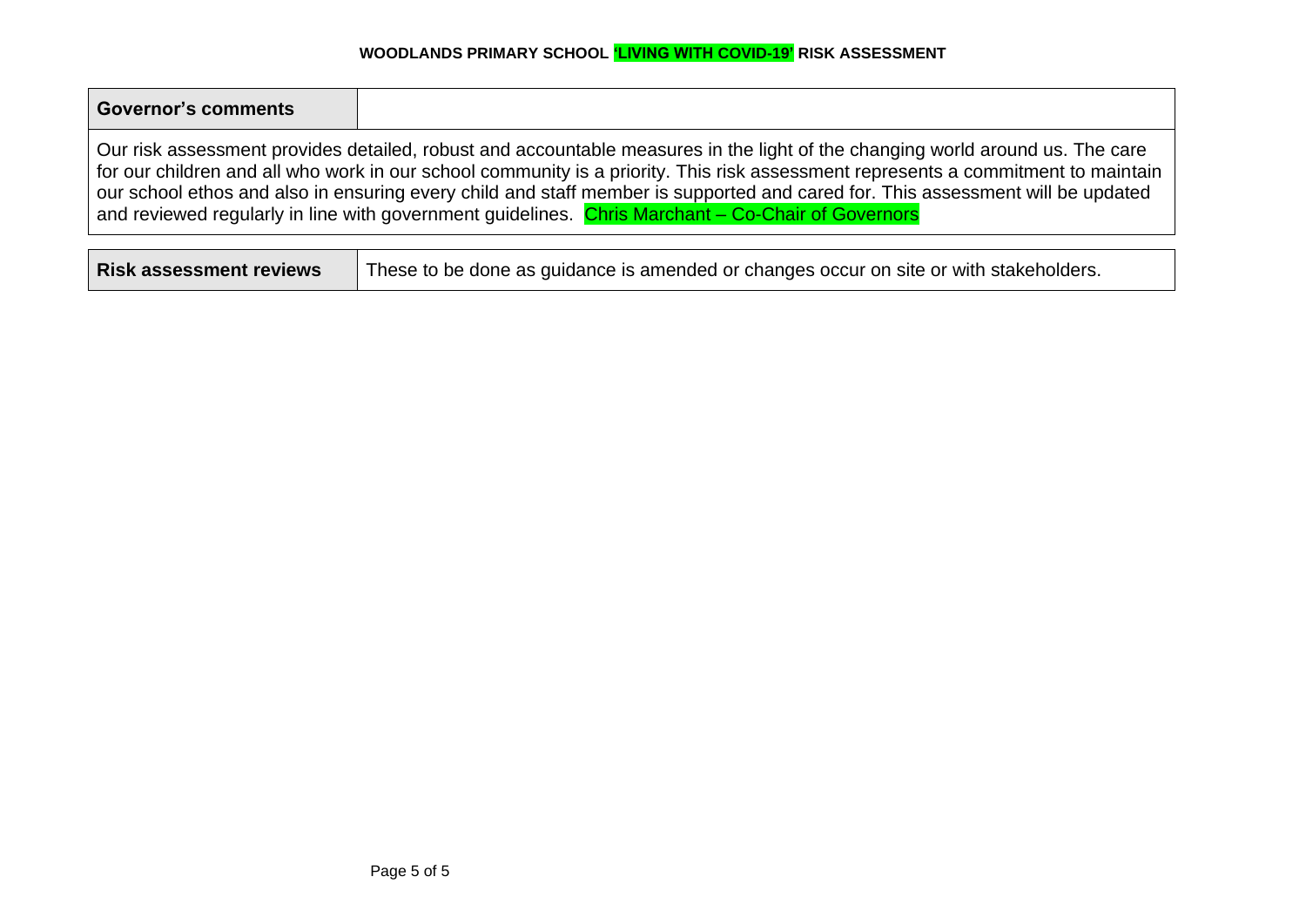| Governor's comments | |
|---|---|
| Our risk assessment provides detailed, robust and accountable measures in the light of the changing world around us. The care for our children and all who work in our school community is a priority. This risk assessment represents a commitment to maintain our school ethos and also in ensuring every child and staff member is supported and cared for. This assessment will be updated and reviewed regularly in line with government guidelines. Chris Marchant – Co-Chair of Governors | |

| | |
|---|---|
| **Risk assessment reviews** | These to be done as guidance is amended or changes occur on site or with stakeholders. |